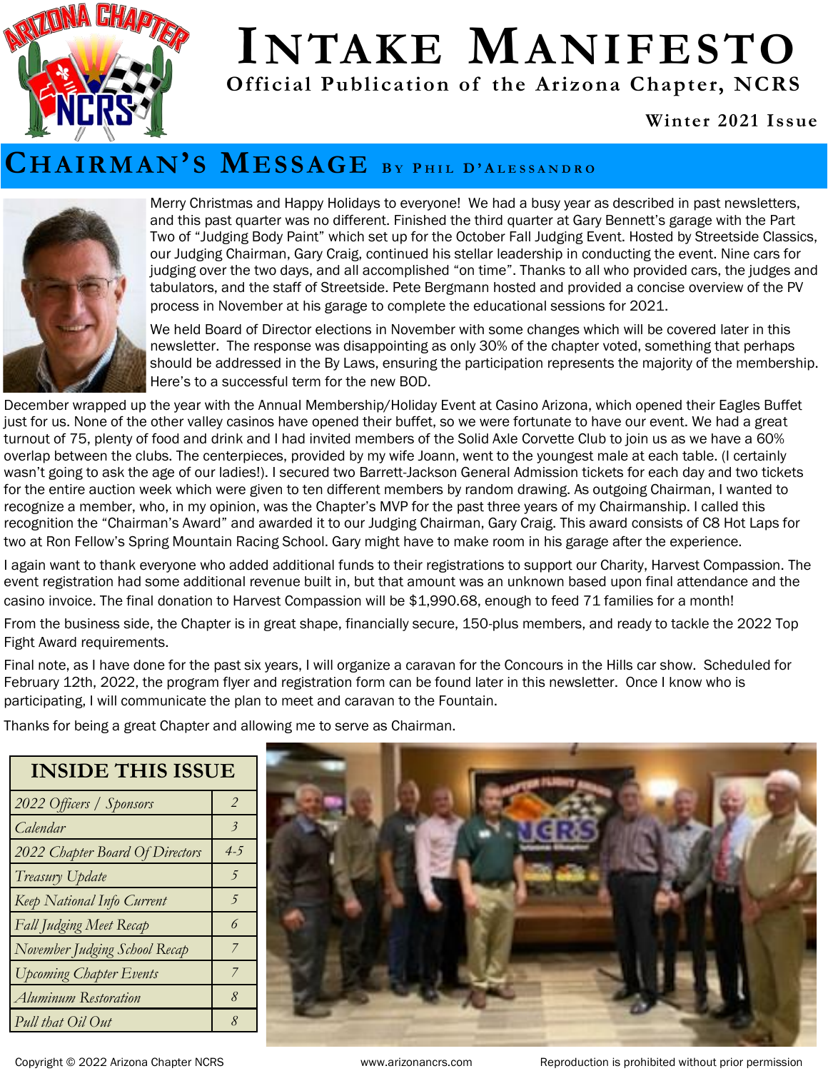# Intake Manifesto

**Official Publication of the Arizona Chapter, NCRS**

**Winter 2021 Issue**

## Chairman's Message By Phil D'Alessandro

Merry Christmas and Happy Holidays to everyone! We had a busy year as described in past newsletters, and this past quarter was no different. Finished the third quarter at Gary Bennett's garage with the Part Two of "Judging Body Paint" which set up for the October Fall Judging Event. Hosted by Streetside Classics, our Judging Chairman, Gary Craig, continued his stellar leadership in conducting the event. Nine cars for judging over the two days, and all accomplished "on time". Thanks to all who provided cars, the judges and tabulators, and the staff of Streetside. Pete Bergmann hosted and provided a concise overview of the PV process in November at his garage to complete the educational sessions for 2021.

We held Board of Director elections in November with some changes which will be covered later in this newsletter. The response was disappointing as only 30% of the chapter voted, something that perhaps should be addressed in the By Laws, ensuring the participation represents the majority of the membership. Here's to a successful term for the new BOD.

December wrapped up the year with the Annual Membership/Holiday Event at Casino Arizona, which opened their Eagles Buffet just for us. None of the other valley casinos have opened their buffet, so we were fortunate to have our event. We had a great turnout of 75, plenty of food and drink and I had invited members of the Solid Axle Corvette Club to join us as we have a 60% overlap between the clubs. The centerpieces, provided by my wife Joann, went to the youngest male at each table. (I certainly wasn't going to ask the age of our ladies!). I secured two Barrett-Jackson General Admission tickets for each day and two tickets for the entire auction week which were given to ten different members by random drawing. As outgoing Chairman, I wanted to recognize a member, who, in my opinion, was the Chapter's MVP for the past three years of my Chairmanship. I called this recognition the "Chairman's Award" and awarded it to our Judging Chairman, Gary Craig. This award consists of C8 Hot Laps for two at Ron Fellow's Spring Mountain Racing School. Gary might have to make room in his garage after the experience.

I again want to thank everyone who added additional funds to their registrations to support our Charity, Harvest Compassion. The event registration had some additional revenue built in, but that amount was an unknown based upon final attendance and the casino invoice. The final donation to Harvest Compassion will be $1,990.68, enough to feed 71 families for a month!

From the business side, the Chapter is in great shape, financially secure, 150-plus members, and ready to tackle the 2022 Top Fight Award requirements.

Final note, as I have done for the past six years, I will organize a caravan for the Concours in the Hills car show. Scheduled for February 12th, 2022, the program flyer and registration form can be found later in this newsletter. Once I know who is participating, I will communicate the plan to meet and caravan to the Fountain.

Thanks for being a great Chapter and allowing me to serve as Chairman.

| INSIDE THIS ISSUE | |
|---|---|
| *2022 Officers / Sponsors* | 2 |
| *Calendar* | 3 |
| *2022 Chapter Board Of Directors* | 4-5 |
| *Treasury Update* | 5 |
| *Keep National Info Current* | 5 |
| *Fall Judging Meet Recap* | 6 |
| *November Judging School Recap* | 7 |
| *Upcoming Chapter Events* | 7 |
| *Aluminum Restoration* | 8 |
| *Pull that Oil Out* | 8 |

Copyright © 2022 Arizona Chapter NCRS — www.arizonancrs.com — Reproduction is prohibited without prior permission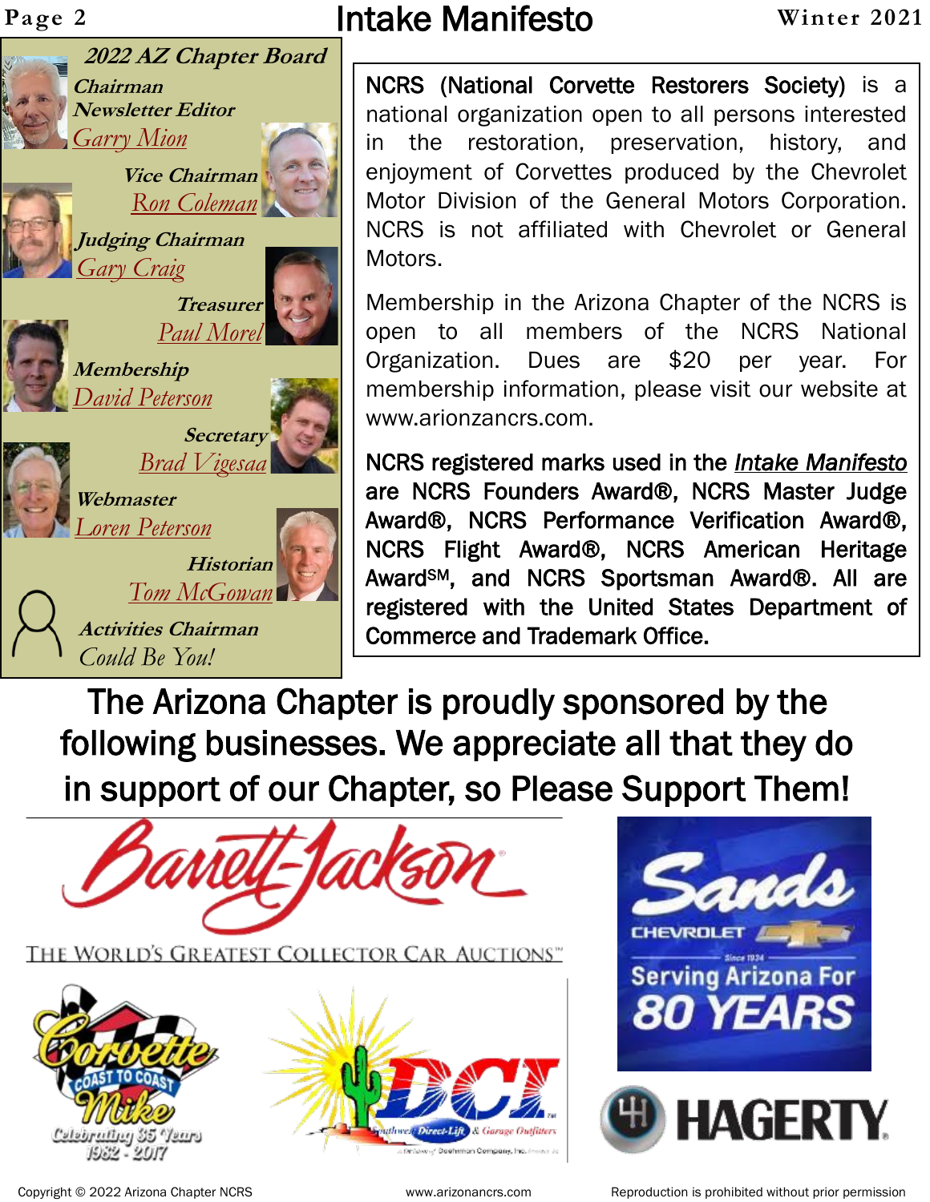## 2022 AZ Chapter Board

***Chairman***
***Newsletter Editor***
*Garry Mion*

***Vice Chairman***
*Ron Coleman*

***Judging Chairman***
*Gary Craig*

***Treasurer***
*Paul Morel*

***Membership***
*David Peterson*

***Secretary***
*Brad Vigesaa*

***Webmaster***
*Loren Peterson*

***Historian***
*Tom McGowan*

***Activities Chairman***
*Could Be You!*

NCRS (National Corvette Restorers Society) is a national organization open to all persons interested in the restoration, preservation, history, and enjoyment of Corvettes produced by the Chevrolet Motor Division of the General Motors Corporation. NCRS is not affiliated with Chevrolet or General Motors.

Membership in the Arizona Chapter of the NCRS is open to all members of the NCRS National Organization. Dues are $20 per year. For membership information, please visit our website at www.arionzancrs.com.

**NCRS registered marks used in the *Intake Manifesto* are NCRS Founders Award®, NCRS Master Judge Award®, NCRS Performance Verification Award®, NCRS Flight Award®, NCRS American Heritage Award℠, and NCRS Sportsman Award®. All are registered with the United States Department of Commerce and Trademark Office.**

## The Arizona Chapter is proudly sponsored by the following businesses. We appreciate all that they do in support of our Chapter, so Please Support Them!

Barrett-Jackson — The World's Greatest Collector Car Auctions™

Sands Chevrolet — Since 1934 — Serving Arizona For 80 Years

Corvette Mike Coast to Coast — Celebrating 35 Years 1982 - 2017

DCI — Southwest Direct-Lift & Garage Outfitters

Hagerty

Copyright © 2022 Arizona Chapter NCRS www.arizonancrs.com Reproduction is prohibited without prior permission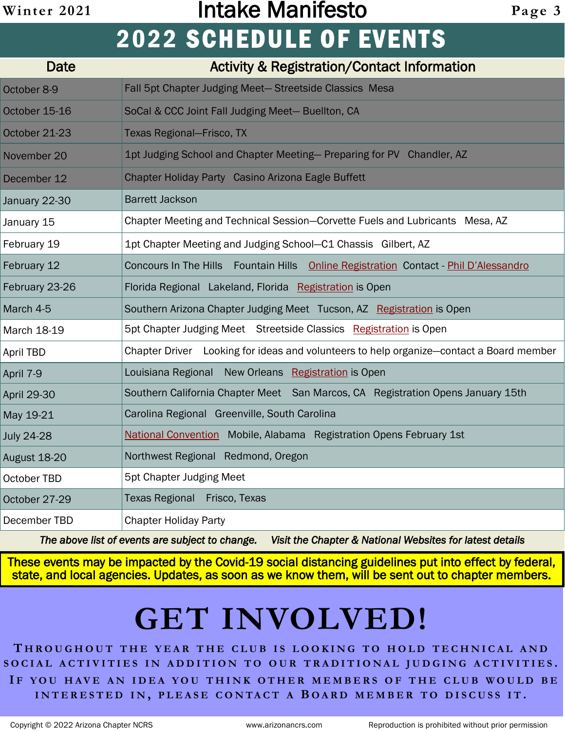# 2022 SCHEDULE OF EVENTS

| Date | Activity & Registration/Contact Information |
|---|---|
| October 8-9 | Fall 5pt Chapter Judging Meet— Streetside Classics Mesa |
| October 15-16 | SoCal & CCC Joint Fall Judging Meet— Buellton, CA |
| October 21-23 | Texas Regional—Frisco, TX |
| November 20 | 1pt Judging School and Chapter Meeting— Preparing for PV Chandler, AZ |
| December 12 | Chapter Holiday Party Casino Arizona Eagle Buffett |
| January 22-30 | Barrett Jackson |
| January 15 | Chapter Meeting and Technical Session—Corvette Fuels and Lubricants Mesa, AZ |
| February 19 | 1pt Chapter Meeting and Judging School—C1 Chassis Gilbert, AZ |
| February 12 | Concours In The Hills Fountain Hills Online Registration Contact - Phil D'Alessandro |
| February 23-26 | Florida Regional Lakeland, Florida Registration is Open |
| March 4-5 | Southern Arizona Chapter Judging Meet Tucson, AZ Registration is Open |
| March 18-19 | 5pt Chapter Judging Meet Streetside Classics Registration is Open |
| April TBD | Chapter Driver Looking for ideas and volunteers to help organize—contact a Board member |
| April 7-9 | Louisiana Regional New Orleans Registration is Open |
| April 29-30 | Southern California Chapter Meet San Marcos, CA Registration Opens January 15th |
| May 19-21 | Carolina Regional Greenville, South Carolina |
| July 24-28 | National Convention Mobile, Alabama Registration Opens February 1st |
| August 18-20 | Northwest Regional Redmond, Oregon |
| October TBD | 5pt Chapter Judging Meet |
| October 27-29 | Texas Regional Frisco, Texas |
| December TBD | Chapter Holiday Party |

*The above list of events are subject to change. Visit the Chapter & National Websites for latest details*

**These events may be impacted by the Covid-19 social distancing guidelines put into effect by federal, state, and local agencies. Updates, as soon as we know them, will be sent out to chapter members.**

# GET INVOLVED!

Throughout the year the club is looking to hold technical and social activities in addition to our traditional judging activities. If you have an idea you think other members of the club would be interested in, please contact a Board member to discuss it.

Copyright © 2022 Arizona Chapter NCRS    www.arizonancrs.com    Reproduction is prohibited without prior permission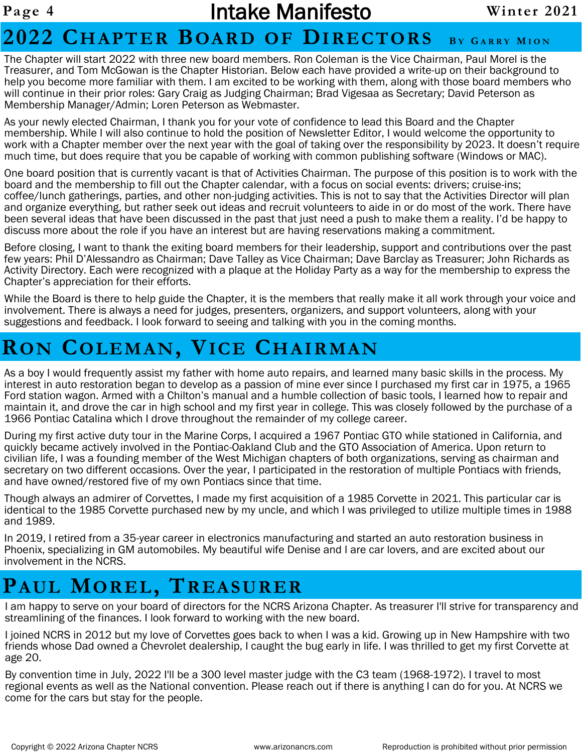## 2022 Chapter Board of Directors

By Garry Mion

The Chapter will start 2022 with three new board members. Ron Coleman is the Vice Chairman, Paul Morel is the Treasurer, and Tom McGowan is the Chapter Historian. Below each have provided a write-up on their background to help you become more familiar with them. I am excited to be working with them, along with those board members who will continue in their prior roles: Gary Craig as Judging Chairman; Brad Vigesaa as Secretary; David Peterson as Membership Manager/Admin; Loren Peterson as Webmaster.

As your newly elected Chairman, I thank you for your vote of confidence to lead this Board and the Chapter membership. While I will also continue to hold the position of Newsletter Editor, I would welcome the opportunity to work with a Chapter member over the next year with the goal of taking over the responsibility by 2023. It doesn't require much time, but does require that you be capable of working with common publishing software (Windows or MAC).

One board position that is currently vacant is that of Activities Chairman. The purpose of this position is to work with the board and the membership to fill out the Chapter calendar, with a focus on social events: drivers; cruise-ins; coffee/lunch gatherings, parties, and other non-judging activities. This is not to say that the Activities Director will plan and organize everything, but rather seek out ideas and recruit volunteers to aide in or do most of the work. There have been several ideas that have been discussed in the past that just need a push to make them a reality. I'd be happy to discuss more about the role if you have an interest but are having reservations making a commitment.

Before closing, I want to thank the exiting board members for their leadership, support and contributions over the past few years: Phil D'Alessandro as Chairman; Dave Talley as Vice Chairman; Dave Barclay as Treasurer; John Richards as Activity Directory. Each were recognized with a plaque at the Holiday Party as a way for the membership to express the Chapter's appreciation for their efforts.

While the Board is there to help guide the Chapter, it is the members that really make it all work through your voice and involvement. There is always a need for judges, presenters, organizers, and support volunteers, along with your suggestions and feedback. I look forward to seeing and talking with you in the coming months.

## Ron Coleman, Vice Chairman

As a boy I would frequently assist my father with home auto repairs, and learned many basic skills in the process. My interest in auto restoration began to develop as a passion of mine ever since I purchased my first car in 1975, a 1965 Ford station wagon. Armed with a Chilton's manual and a humble collection of basic tools, I learned how to repair and maintain it, and drove the car in high school and my first year in college. This was closely followed by the purchase of a 1966 Pontiac Catalina which I drove throughout the remainder of my college career.

During my first active duty tour in the Marine Corps, I acquired a 1967 Pontiac GTO while stationed in California, and quickly became actively involved in the Pontiac-Oakland Club and the GTO Association of America. Upon return to civilian life, I was a founding member of the West Michigan chapters of both organizations, serving as chairman and secretary on two different occasions. Over the year, I participated in the restoration of multiple Pontiacs with friends, and have owned/restored five of my own Pontiacs since that time.

Though always an admirer of Corvettes, I made my first acquisition of a 1985 Corvette in 2021. This particular car is identical to the 1985 Corvette purchased new by my uncle, and which I was privileged to utilize multiple times in 1988 and 1989.

In 2019, I retired from a 35-year career in electronics manufacturing and started an auto restoration business in Phoenix, specializing in GM automobiles. My beautiful wife Denise and I are car lovers, and are excited about our involvement in the NCRS.

## Paul Morel, Treasurer

I am happy to serve on your board of directors for the NCRS Arizona Chapter. As treasurer I'll strive for transparency and streamlining of the finances. I look forward to working with the new board.

I joined NCRS in 2012 but my love of Corvettes goes back to when I was a kid. Growing up in New Hampshire with two friends whose Dad owned a Chevrolet dealership, I caught the bug early in life. I was thrilled to get my first Corvette at age 20.

By convention time in July, 2022 I'll be a 300 level master judge with the C3 team (1968-1972). I travel to most regional events as well as the National convention. Please reach out if there is anything I can do for you. At NCRS we come for the cars but stay for the people.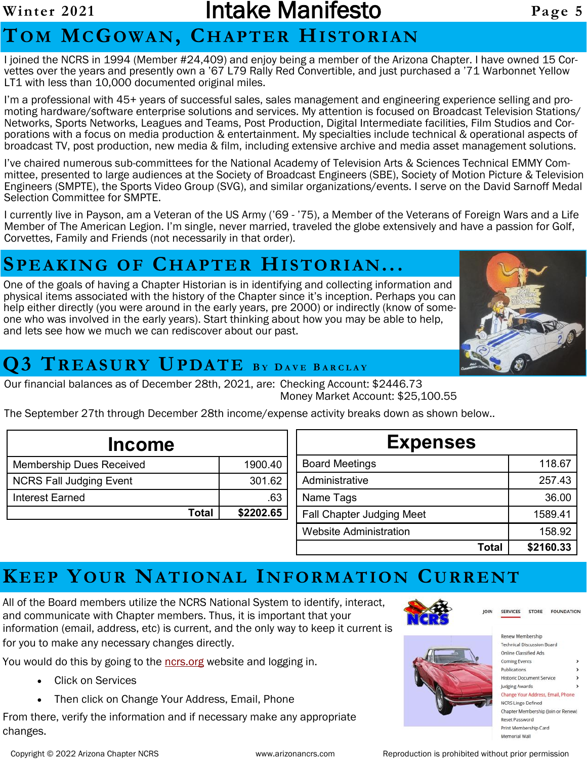## Tom McGowan, Chapter Historian

I joined the NCRS in 1994 (Member #24,409) and enjoy being a member of the Arizona Chapter. I have owned 15 Corvettes over the years and presently own a '67 L79 Rally Red Convertible, and just purchased a '71 Warbonnet Yellow LT1 with less than 10,000 documented original miles.

I'm a professional with 45+ years of successful sales, sales management and engineering experience selling and promoting hardware/software enterprise solutions and services. My attention is focused on Broadcast Television Stations/ Networks, Sports Networks, Leagues and Teams, Post Production, Digital Intermediate facilities, Film Studios and Corporations with a focus on media production & entertainment. My specialties include technical & operational aspects of broadcast TV, post production, new media & film, including extensive archive and media asset management solutions.

I've chaired numerous sub-committees for the National Academy of Television Arts & Sciences Technical EMMY Committee, presented to large audiences at the Society of Broadcast Engineers (SBE), Society of Motion Picture & Television Engineers (SMPTE), the Sports Video Group (SVG), and similar organizations/events. I serve on the David Sarnoff Medal Selection Committee for SMPTE.

I currently live in Payson, am a Veteran of the US Army ('69 - '75), a Member of the Veterans of Foreign Wars and a Life Member of The American Legion. I'm single, never married, traveled the globe extensively and have a passion for Golf, Corvettes, Family and Friends (not necessarily in that order).

## Speaking of Chapter Historian…

One of the goals of having a Chapter Historian is in identifying and collecting information and physical items associated with the history of the Chapter since it's inception. Perhaps you can help either directly (you were around in the early years, pre 2000) or indirectly (know of someone who was involved in the early years). Start thinking about how you may be able to help, and lets see how we much we can rediscover about our past.

## Q3 Treasury Update By Dave Barclay

Our financial balances as of December 28th, 2021, are: Checking Account: $2446.73
Money Market Account: $25,100.55

The September 27th through December 28th income/expense activity breaks down as shown below..

| Income | |
|---|---|
| Membership Dues Received | 1900.40 |
| NCRS Fall Judging Event | 301.62 |
| Interest Earned | .63 |
| **Total** | **$2202.65** |

| Expenses | |
|---|---|
| Board Meetings | 118.67 |
| Administrative | 257.43 |
| Name Tags | 36.00 |
| Fall Chapter Judging Meet | 1589.41 |
| Website Administration | 158.92 |
| **Total** | **$2160.33** |

## Keep Your National Information Current

All of the Board members utilize the NCRS National System to identify, interact, and communicate with Chapter members. Thus, it is important that your information (email, address, etc) is current, and the only way to keep it current is for you to make any necessary changes directly.

You would do this by going to the ncrs.org website and logging in.

- Click on Services
- Then click on Change Your Address, Email, Phone

From there, verify the information and if necessary make any appropriate changes.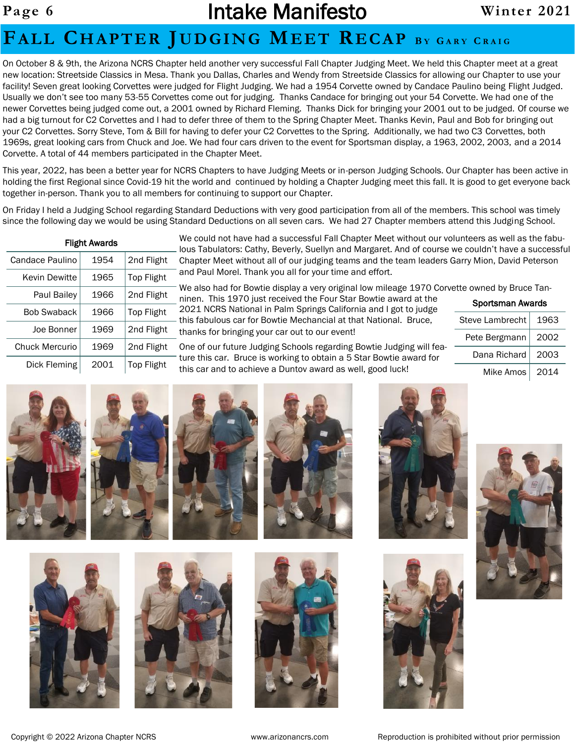# Fall Chapter Judging Meet Recap By Gary Craig

On October 8 & 9th, the Arizona NCRS Chapter held another very successful Fall Chapter Judging Meet. We held this Chapter meet at a great new location: Streetside Classics in Mesa. Thank you Dallas, Charles and Wendy from Streetside Classics for allowing our Chapter to use your facility! Seven great looking Corvettes were judged for Flight Judging. We had a 1954 Corvette owned by Candace Paulino being Flight Judged. Usually we don't see too many 53-55 Corvettes come out for judging. Thanks Candace for bringing out your 54 Corvette. We had one of the newer Corvettes being judged come out, a 2001 owned by Richard Fleming. Thanks Dick for bringing your 2001 out to be judged. Of course we had a big turnout for C2 Corvettes and I had to defer three of them to the Spring Chapter Meet. Thanks Kevin, Paul and Bob for bringing out your C2 Corvettes. Sorry Steve, Tom & Bill for having to defer your C2 Corvettes to the Spring. Additionally, we had two C3 Corvettes, both 1969s, great looking cars from Chuck and Joe. We had four cars driven to the event for Sportsman display, a 1963, 2002, 2003, and a 2014 Corvette. A total of 44 members participated in the Chapter Meet.

This year, 2022, has been a better year for NCRS Chapters to have Judging Meets or in-person Judging Schools. Our Chapter has been active in holding the first Regional since Covid-19 hit the world and continued by holding a Chapter Judging meet this fall. It is good to get everyone back together in-person. Thank you to all members for continuing to support our Chapter.

On Friday I held a Judging School regarding Standard Deductions with very good participation from all of the members. This school was timely since the following day we would be using Standard Deductions on all seven cars. We had 27 Chapter members attend this Judging School.

**Flight Awards**

| | | |
|---|---|---|
| Candace Paulino | 1954 | 2nd Flight |
| Kevin Dewitte | 1965 | Top Flight |
| Paul Bailey | 1966 | 2nd Flight |
| Bob Swaback | 1966 | Top Flight |
| Joe Bonner | 1969 | 2nd Flight |
| Chuck Mercurio | 1969 | 2nd Flight |
| Dick Fleming | 2001 | Top Flight |

We could not have had a successful Fall Chapter Meet without our volunteers as well as the fabulous Tabulators: Cathy, Beverly, Suellyn and Margaret. And of course we couldn't have a successful Chapter Meet without all of our judging teams and the team leaders Garry Mion, David Peterson and Paul Morel. Thank you all for your time and effort.

We also had for Bowtie display a very original low mileage 1970 Corvette owned by Bruce Tanninen. This 1970 just received the Four Star Bowtie award at the 2021 NCRS National in Palm Springs California and I got to judge this fabulous car for Bowtie Mechancial at that National. Bruce, thanks for bringing your car out to our event!

One of our future Judging Schools regarding Bowtie Judging will feature this car. Bruce is working to obtain a 5 Star Bowtie award for this car and to achieve a Duntov award as well, good luck!

**Sportsman Awards**

| | |
|---|---|
| Steve Lambrecht | 1963 |
| Pete Bergmann | 2002 |
| Dana Richard | 2003 |
| Mike Amos | 2014 |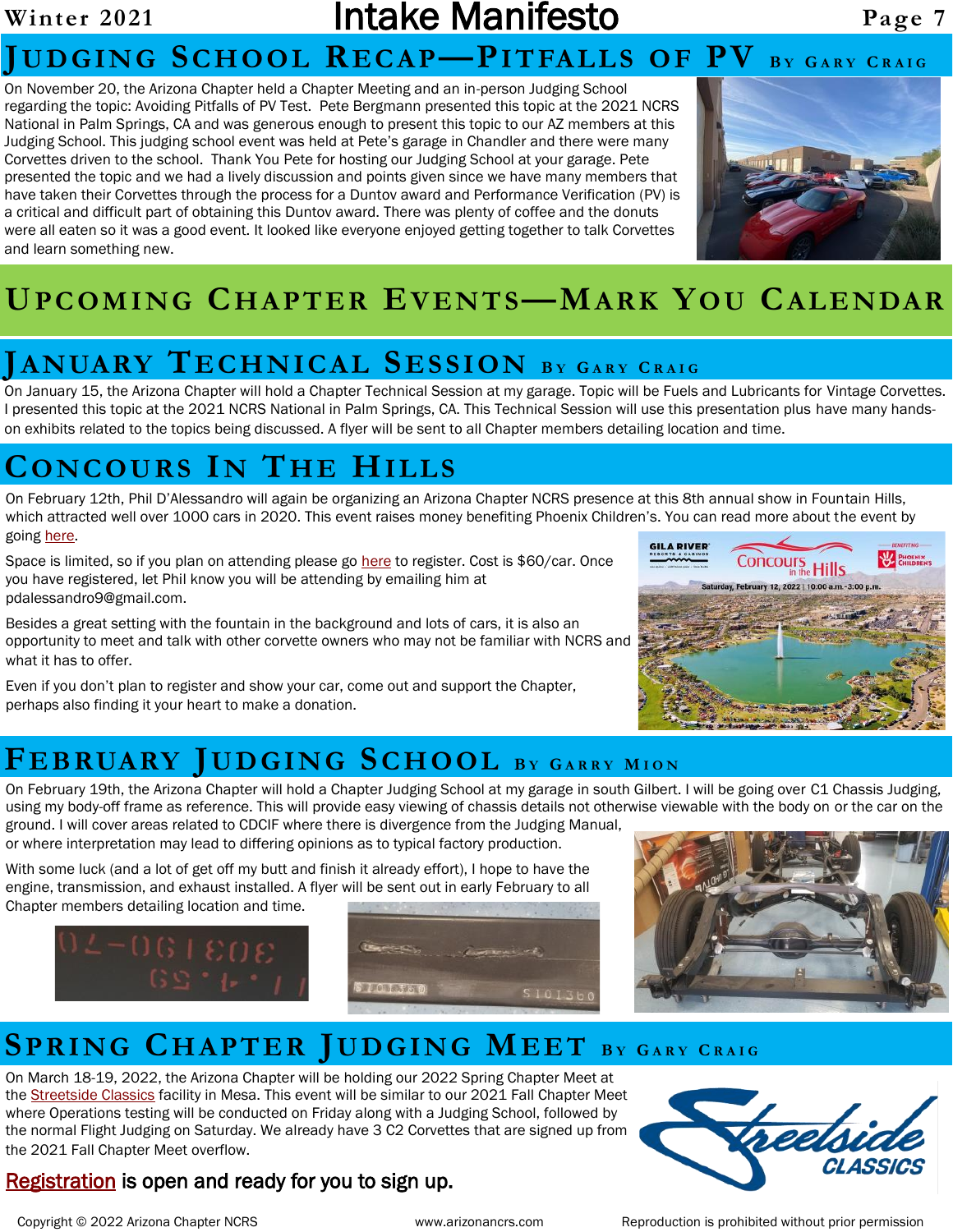## Judging School Recap—Pitfalls of PV By Gary Craig

On November 20, the Arizona Chapter held a Chapter Meeting and an in-person Judging School regarding the topic: Avoiding Pitfalls of PV Test. Pete Bergmann presented this topic at the 2021 NCRS National in Palm Springs, CA and was generous enough to present this topic to our AZ members at this Judging School. This judging school event was held at Pete's garage in Chandler and there were many Corvettes driven to the school. Thank You Pete for hosting our Judging School at your garage. Pete presented the topic and we had a lively discussion and points given since we have many members that have taken their Corvettes through the process for a Duntov award and Performance Verification (PV) is a critical and difficult part of obtaining this Duntov award. There was plenty of coffee and the donuts were all eaten so it was a good event. It looked like everyone enjoyed getting together to talk Corvettes and learn something new.

# Upcoming Chapter Events—Mark You Calendar

## January Technical Session By Gary Craig

On January 15, the Arizona Chapter will hold a Chapter Technical Session at my garage. Topic will be Fuels and Lubricants for Vintage Corvettes. I presented this topic at the 2021 NCRS National in Palm Springs, CA. This Technical Session will use this presentation plus have many hands-on exhibits related to the topics being discussed. A flyer will be sent to all Chapter members detailing location and time.

## Concours In The Hills

On February 12th, Phil D'Alessandro will again be organizing an Arizona Chapter NCRS presence at this 8th annual show in Fountain Hills, which attracted well over 1000 cars in 2020. This event raises money benefiting Phoenix Children's. You can read more about the event by going here.

Space is limited, so if you plan on attending please go here to register. Cost is $60/car. Once you have registered, let Phil know you will be attending by emailing him at pdalessandro9@gmail.com.

Besides a great setting with the fountain in the background and lots of cars, it is also an opportunity to meet and talk with other corvette owners who may not be familiar with NCRS and what it has to offer.

Even if you don't plan to register and show your car, come out and support the Chapter, perhaps also finding it your heart to make a donation.

## February Judging School By Garry Mion

On February 19th, the Arizona Chapter will hold a Chapter Judging School at my garage in south Gilbert. I will be going over C1 Chassis Judging, using my body-off frame as reference. This will provide easy viewing of chassis details not otherwise viewable with the body on or the car on the ground. I will cover areas related to CDCIF where there is divergence from the Judging Manual, or where interpretation may lead to differing opinions as to typical factory production.

With some luck (and a lot of get off my butt and finish it already effort), I hope to have the engine, transmission, and exhaust installed. A flyer will be sent out in early February to all Chapter members detailing location and time.

## Spring Chapter Judging Meet By Gary Craig

On March 18-19, 2022, the Arizona Chapter will be holding our 2022 Spring Chapter Meet at the Streetside Classics facility in Mesa. This event will be similar to our 2021 Fall Chapter Meet where Operations testing will be conducted on Friday along with a Judging School, followed by the normal Flight Judging on Saturday. We already have 3 C2 Corvettes that are signed up from the 2021 Fall Chapter Meet overflow.

**Registration is open and ready for you to sign up.**

Copyright © 2022 Arizona Chapter NCRS www.arizonancrs.com Reproduction is prohibited without prior permission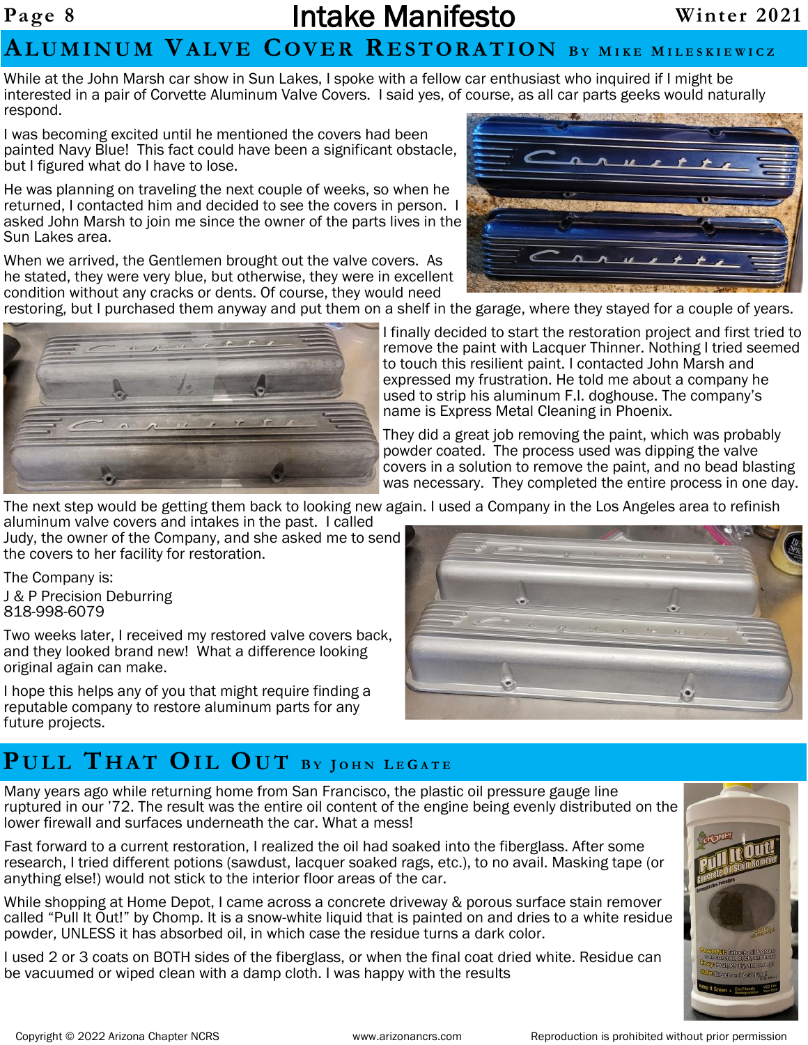## Aluminum Valve Cover Restoration By Mike Mileskiewicz

While at the John Marsh car show in Sun Lakes, I spoke with a fellow car enthusiast who inquired if I might be interested in a pair of Corvette Aluminum Valve Covers. I said yes, of course, as all car parts geeks would naturally respond.

I was becoming excited until he mentioned the covers had been painted Navy Blue! This fact could have been a significant obstacle, but I figured what do I have to lose.

He was planning on traveling the next couple of weeks, so when he returned, I contacted him and decided to see the covers in person. I asked John Marsh to join me since the owner of the parts lives in the Sun Lakes area.

When we arrived, the Gentlemen brought out the valve covers. As he stated, they were very blue, but otherwise, they were in excellent condition without any cracks or dents. Of course, they would need restoring, but I purchased them anyway and put them on a shelf in the garage, where they stayed for a couple of years.

I finally decided to start the restoration project and first tried to remove the paint with Lacquer Thinner. Nothing I tried seemed to touch this resilient paint. I contacted John Marsh and expressed my frustration. He told me about a company he used to strip his aluminum F.I. doghouse. The company's name is Express Metal Cleaning in Phoenix.

They did a great job removing the paint, which was probably powder coated. The process used was dipping the valve covers in a solution to remove the paint, and no bead blasting was necessary. They completed the entire process in one day.

The next step would be getting them back to looking new again. I used a Company in the Los Angeles area to refinish aluminum valve covers and intakes in the past. I called Judy, the owner of the Company, and she asked me to send the covers to her facility for restoration.

The Company is:
J & P Precision Deburring
818-998-6079

Two weeks later, I received my restored valve covers back, and they looked brand new! What a difference looking original again can make.

I hope this helps any of you that might require finding a reputable company to restore aluminum parts for any future projects.

## Pull That Oil Out By John LeGate

Many years ago while returning home from San Francisco, the plastic oil pressure gauge line ruptured in our '72. The result was the entire oil content of the engine being evenly distributed on the lower firewall and surfaces underneath the car. What a mess!

Fast forward to a current restoration, I realized the oil had soaked into the fiberglass. After some research, I tried different potions (sawdust, lacquer soaked rags, etc.), to no avail. Masking tape (or anything else!) would not stick to the interior floor areas of the car.

While shopping at Home Depot, I came across a concrete driveway & porous surface stain remover called "Pull It Out!" by Chomp. It is a snow-white liquid that is painted on and dries to a white residue powder, UNLESS it has absorbed oil, in which case the residue turns a dark color.

I used 2 or 3 coats on BOTH sides of the fiberglass, or when the final coat dried white. Residue can be vacuumed or wiped clean with a damp cloth. I was happy with the results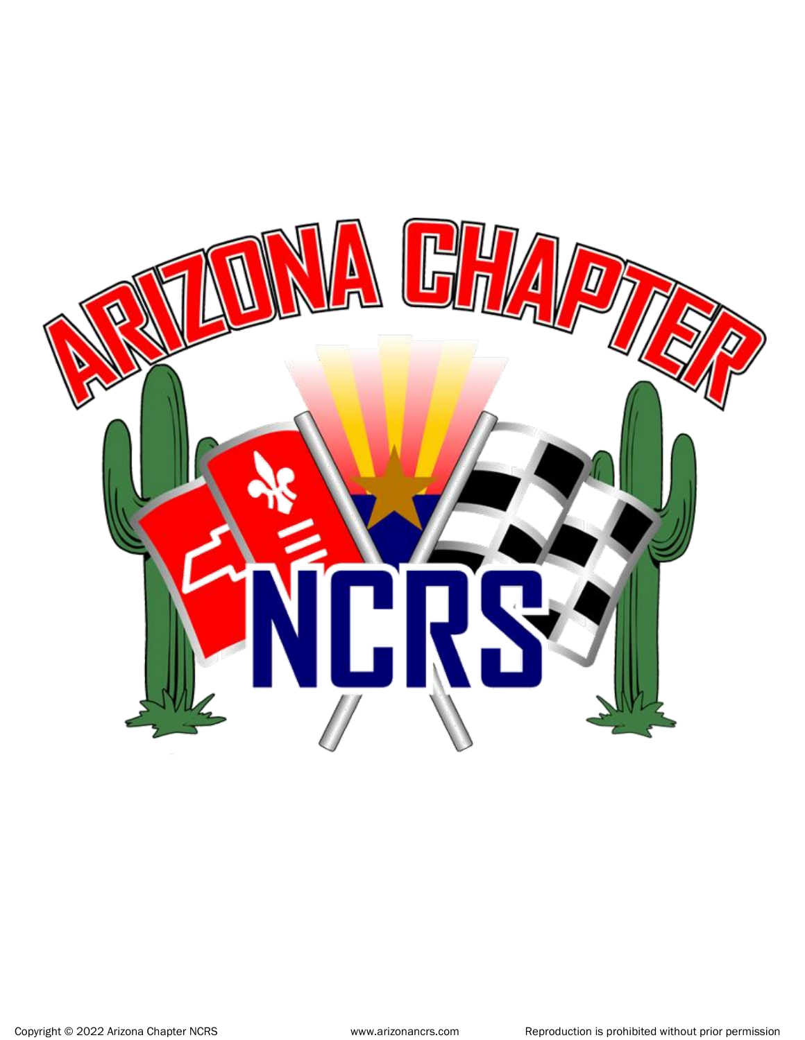ARIZONA CHAPTER

NCRS